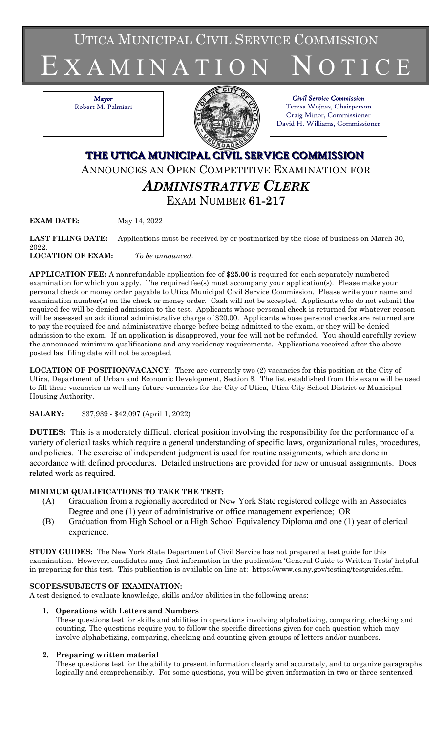# UTICA MUNICIPAL CIVIL SERVICE COMMISSION
# EXAMINATION NOTICE

*Mayor*
Robert M. Palmieri

*Civil Service Commission*
Teresa Wojnas, Chairperson
Craig Minor, Commissioner
David H. Williams, Commissioner

## THE UTICA MUNICIPAL CIVIL SERVICE COMMISSION

ANNOUNCES AN OPEN COMPETITIVE EXAMINATION FOR

## *ADMINISTRATIVE CLERK*

EXAM NUMBER **61-217**

**EXAM DATE:** May 14, 2022

**LAST FILING DATE:** Applications must be received by or postmarked by the close of business on March 30, 2022.

**LOCATION OF EXAM:** *To be announced.*

**APPLICATION FEE:** A nonrefundable application fee of **$25.00** is required for each separately numbered examination for which you apply. The required fee(s) must accompany your application(s). Please make your personal check or money order payable to Utica Municipal Civil Service Commission. Please write your name and examination number(s) on the check or money order. Cash will not be accepted. Applicants who do not submit the required fee will be denied admission to the test. Applicants whose personal check is returned for whatever reason will be assessed an additional administrative charge of $20.00. Applicants whose personal checks are returned are to pay the required fee and administrative charge before being admitted to the exam, or they will be denied admission to the exam. If an application is disapproved, your fee will not be refunded. You should carefully review the announced minimum qualifications and any residency requirements. Applications received after the above posted last filing date will not be accepted.

**LOCATION OF POSITION/VACANCY:** There are currently two (2) vacancies for this position at the City of Utica, Department of Urban and Economic Development, Section 8. The list established from this exam will be used to fill these vacancies as well any future vacancies for the City of Utica, Utica City School District or Municipal Housing Authority.

**SALARY:** $37,939 - $42,097 (April 1, 2022)

**DUTIES:** This is a moderately difficult clerical position involving the responsibility for the performance of a variety of clerical tasks which require a general understanding of specific laws, organizational rules, procedures, and policies. The exercise of independent judgment is used for routine assignments, which are done in accordance with defined procedures. Detailed instructions are provided for new or unusual assignments. Does related work as required.

**MINIMUM QUALIFICATIONS TO TAKE THE TEST:**

(A) Graduation from a regionally accredited or New York State registered college with an Associates Degree and one (1) year of administrative or office management experience; OR

(B) Graduation from High School or a High School Equivalency Diploma and one (1) year of clerical experience.

**STUDY GUIDES:** The New York State Department of Civil Service has not prepared a test guide for this examination. However, candidates may find information in the publication 'General Guide to Written Tests' helpful in preparing for this test. This publication is available on line at: https://www.cs.ny.gov/testing/testguides.cfm.

**SCOPES/SUBJECTS OF EXAMINATION:**

A test designed to evaluate knowledge, skills and/or abilities in the following areas:

1. **Operations with Letters and Numbers**
   These questions test for skills and abilities in operations involving alphabetizing, comparing, checking and counting. The questions require you to follow the specific directions given for each question which may involve alphabetizing, comparing, checking and counting given groups of letters and/or numbers.

2. **Preparing written material**
   These questions test for the ability to present information clearly and accurately, and to organize paragraphs logically and comprehensibly. For some questions, you will be given information in two or three sentenced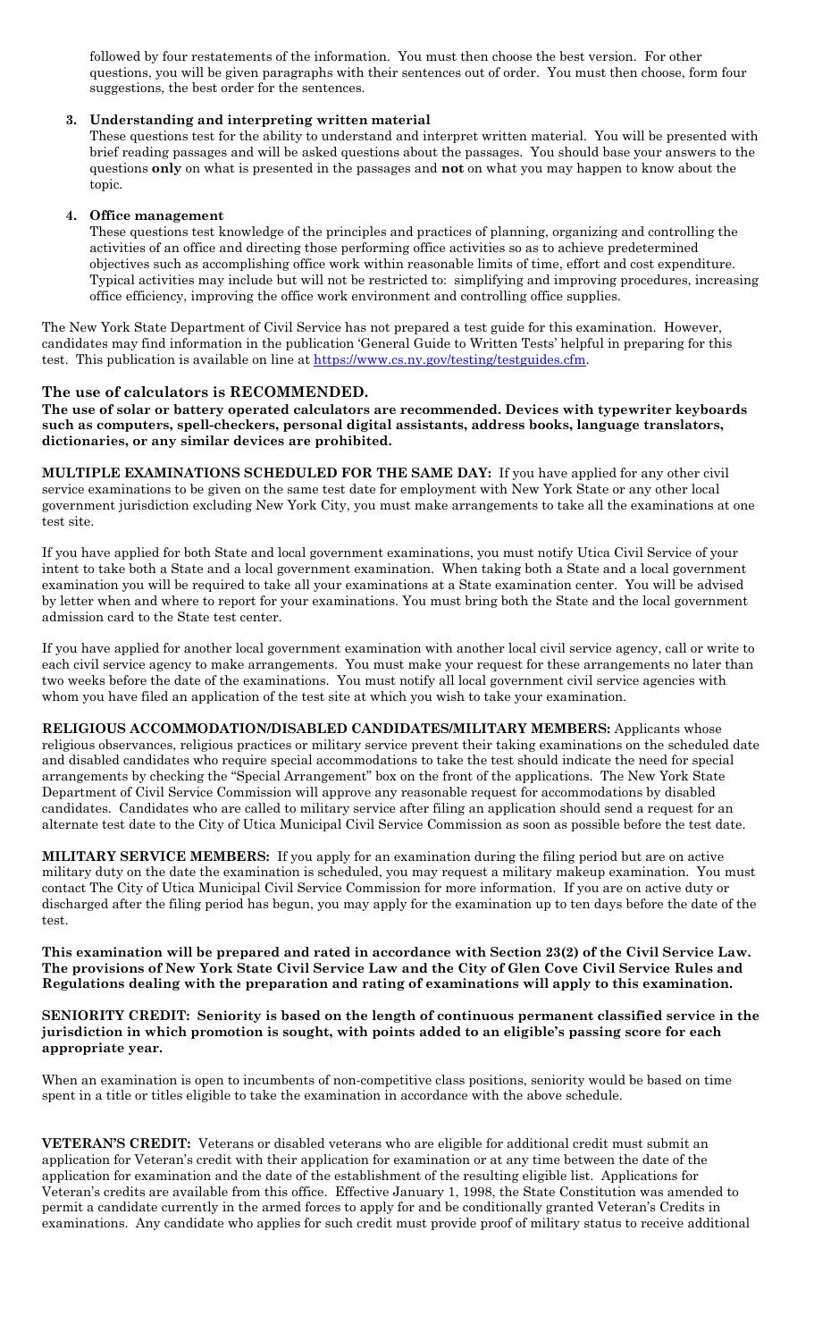followed by four restatements of the information. You must then choose the best version. For other questions, you will be given paragraphs with their sentences out of order. You must then choose, form four suggestions, the best order for the sentences.

3. **Understanding and interpreting written material**
   These questions test for the ability to understand and interpret written material. You will be presented with brief reading passages and will be asked questions about the passages. You should base your answers to the questions **only** on what is presented in the passages and **not** on what you may happen to know about the topic.

4. **Office management**
   These questions test knowledge of the principles and practices of planning, organizing and controlling the activities of an office and directing those performing office activities so as to achieve predetermined objectives such as accomplishing office work within reasonable limits of time, effort and cost expenditure. Typical activities may include but will not be restricted to: simplifying and improving procedures, increasing office efficiency, improving the office work environment and controlling office supplies.

The New York State Department of Civil Service has not prepared a test guide for this examination. However, candidates may find information in the publication 'General Guide to Written Tests' helpful in preparing for this test. This publication is available on line at https://www.cs.ny.gov/testing/testguides.cfm.

### The use of calculators is RECOMMENDED.

**The use of solar or battery operated calculators are recommended. Devices with typewriter keyboards such as computers, spell-checkers, personal digital assistants, address books, language translators, dictionaries, or any similar devices are prohibited.**

**MULTIPLE EXAMINATIONS SCHEDULED FOR THE SAME DAY:** If you have applied for any other civil service examinations to be given on the same test date for employment with New York State or any other local government jurisdiction excluding New York City, you must make arrangements to take all the examinations at one test site.

If you have applied for both State and local government examinations, you must notify Utica Civil Service of your intent to take both a State and a local government examination. When taking both a State and a local government examination you will be required to take all your examinations at a State examination center. You will be advised by letter when and where to report for your examinations. You must bring both the State and the local government admission card to the State test center.

If you have applied for another local government examination with another local civil service agency, call or write to each civil service agency to make arrangements. You must make your request for these arrangements no later than two weeks before the date of the examinations. You must notify all local government civil service agencies with whom you have filed an application of the test site at which you wish to take your examination.

**RELIGIOUS ACCOMMODATION/DISABLED CANDIDATES/MILITARY MEMBERS:** Applicants whose religious observances, religious practices or military service prevent their taking examinations on the scheduled date and disabled candidates who require special accommodations to take the test should indicate the need for special arrangements by checking the "Special Arrangement" box on the front of the applications. The New York State Department of Civil Service Commission will approve any reasonable request for accommodations by disabled candidates. Candidates who are called to military service after filing an application should send a request for an alternate test date to the City of Utica Municipal Civil Service Commission as soon as possible before the test date.

**MILITARY SERVICE MEMBERS:** If you apply for an examination during the filing period but are on active military duty on the date the examination is scheduled, you may request a military makeup examination. You must contact The City of Utica Municipal Civil Service Commission for more information. If you are on active duty or discharged after the filing period has begun, you may apply for the examination up to ten days before the date of the test.

**This examination will be prepared and rated in accordance with Section 23(2) of the Civil Service Law. The provisions of New York State Civil Service Law and the City of Glen Cove Civil Service Rules and Regulations dealing with the preparation and rating of examinations will apply to this examination.**

**SENIORITY CREDIT: Seniority is based on the length of continuous permanent classified service in the jurisdiction in which promotion is sought, with points added to an eligible's passing score for each appropriate year.**

When an examination is open to incumbents of non-competitive class positions, seniority would be based on time spent in a title or titles eligible to take the examination in accordance with the above schedule.

**VETERAN'S CREDIT:** Veterans or disabled veterans who are eligible for additional credit must submit an application for Veteran's credit with their application for examination or at any time between the date of the application for examination and the date of the establishment of the resulting eligible list. Applications for Veteran's credits are available from this office. Effective January 1, 1998, the State Constitution was amended to permit a candidate currently in the armed forces to apply for and be conditionally granted Veteran's Credits in examinations. Any candidate who applies for such credit must provide proof of military status to receive additional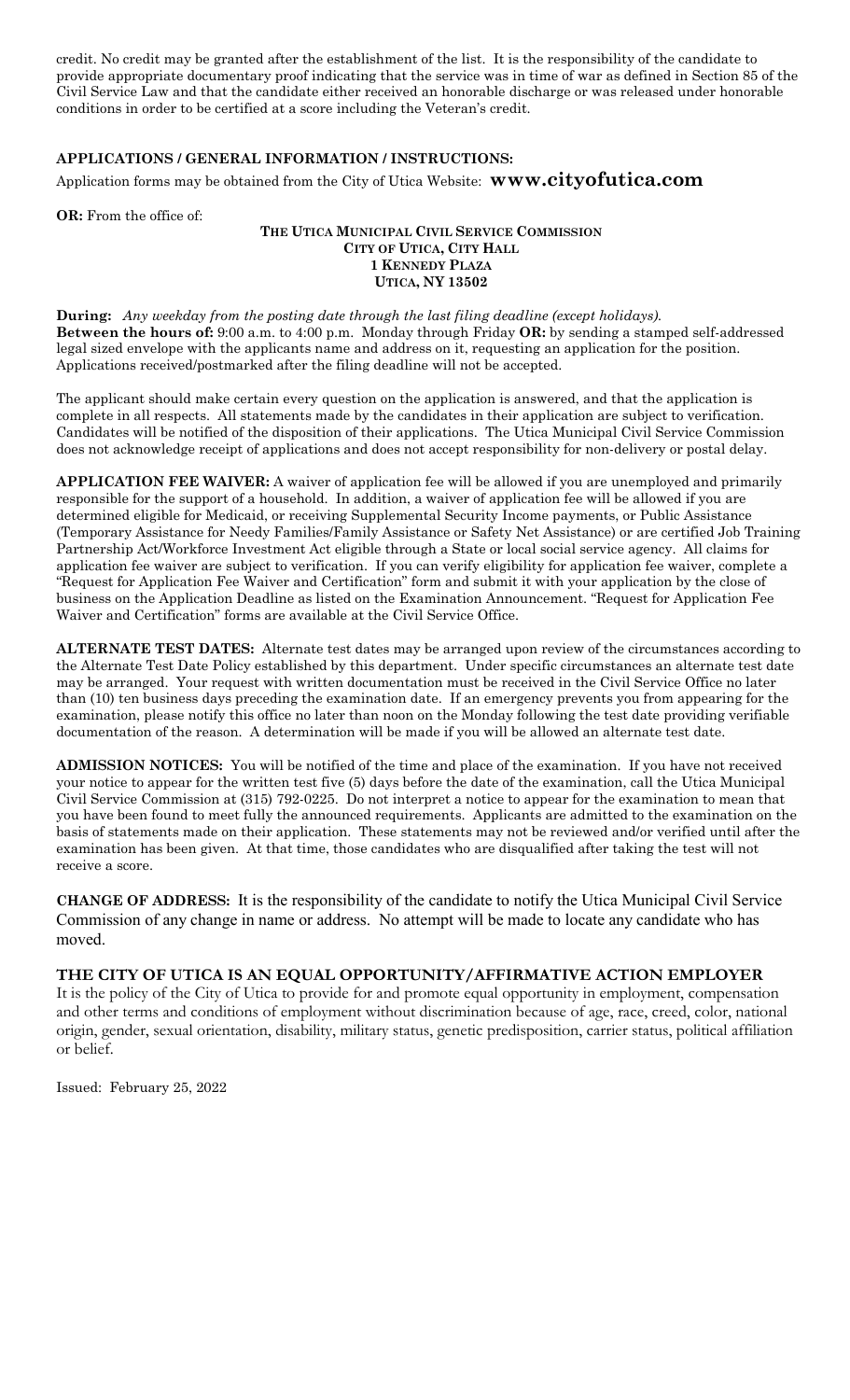credit. No credit may be granted after the establishment of the list. It is the responsibility of the candidate to provide appropriate documentary proof indicating that the service was in time of war as defined in Section 85 of the Civil Service Law and that the candidate either received an honorable discharge or was released under honorable conditions in order to be certified at a score including the Veteran's credit.

**APPLICATIONS / GENERAL INFORMATION / INSTRUCTIONS:**

Application forms may be obtained from the City of Utica Website: **www.cityofutica.com**

**OR:** From the office of:

**THE UTICA MUNICIPAL CIVIL SERVICE COMMISSION**
**CITY OF UTICA, CITY HALL**
**1 KENNEDY PLAZA**
**UTICA, NY 13502**

**During:** *Any weekday from the posting date through the last filing deadline (except holidays).*
**Between the hours of:** 9:00 a.m. to 4:00 p.m. Monday through Friday **OR:** by sending a stamped self-addressed legal sized envelope with the applicants name and address on it, requesting an application for the position. Applications received/postmarked after the filing deadline will not be accepted.

The applicant should make certain every question on the application is answered, and that the application is complete in all respects. All statements made by the candidates in their application are subject to verification. Candidates will be notified of the disposition of their applications. The Utica Municipal Civil Service Commission does not acknowledge receipt of applications and does not accept responsibility for non-delivery or postal delay.

**APPLICATION FEE WAIVER:** A waiver of application fee will be allowed if you are unemployed and primarily responsible for the support of a household. In addition, a waiver of application fee will be allowed if you are determined eligible for Medicaid, or receiving Supplemental Security Income payments, or Public Assistance (Temporary Assistance for Needy Families/Family Assistance or Safety Net Assistance) or are certified Job Training Partnership Act/Workforce Investment Act eligible through a State or local social service agency. All claims for application fee waiver are subject to verification. If you can verify eligibility for application fee waiver, complete a "Request for Application Fee Waiver and Certification" form and submit it with your application by the close of business on the Application Deadline as listed on the Examination Announcement. "Request for Application Fee Waiver and Certification" forms are available at the Civil Service Office.

**ALTERNATE TEST DATES:** Alternate test dates may be arranged upon review of the circumstances according to the Alternate Test Date Policy established by this department. Under specific circumstances an alternate test date may be arranged. Your request with written documentation must be received in the Civil Service Office no later than (10) ten business days preceding the examination date. If an emergency prevents you from appearing for the examination, please notify this office no later than noon on the Monday following the test date providing verifiable documentation of the reason. A determination will be made if you will be allowed an alternate test date.

**ADMISSION NOTICES:** You will be notified of the time and place of the examination. If you have not received your notice to appear for the written test five (5) days before the date of the examination, call the Utica Municipal Civil Service Commission at (315) 792-0225. Do not interpret a notice to appear for the examination to mean that you have been found to meet fully the announced requirements. Applicants are admitted to the examination on the basis of statements made on their application. These statements may not be reviewed and/or verified until after the examination has been given. At that time, those candidates who are disqualified after taking the test will not receive a score.

**CHANGE OF ADDRESS:** It is the responsibility of the candidate to notify the Utica Municipal Civil Service Commission of any change in name or address. No attempt will be made to locate any candidate who has moved.

**THE CITY OF UTICA IS AN EQUAL OPPORTUNITY/AFFIRMATIVE ACTION EMPLOYER**

It is the policy of the City of Utica to provide for and promote equal opportunity in employment, compensation and other terms and conditions of employment without discrimination because of age, race, creed, color, national origin, gender, sexual orientation, disability, military status, genetic predisposition, carrier status, political affiliation or belief.

Issued: February 25, 2022